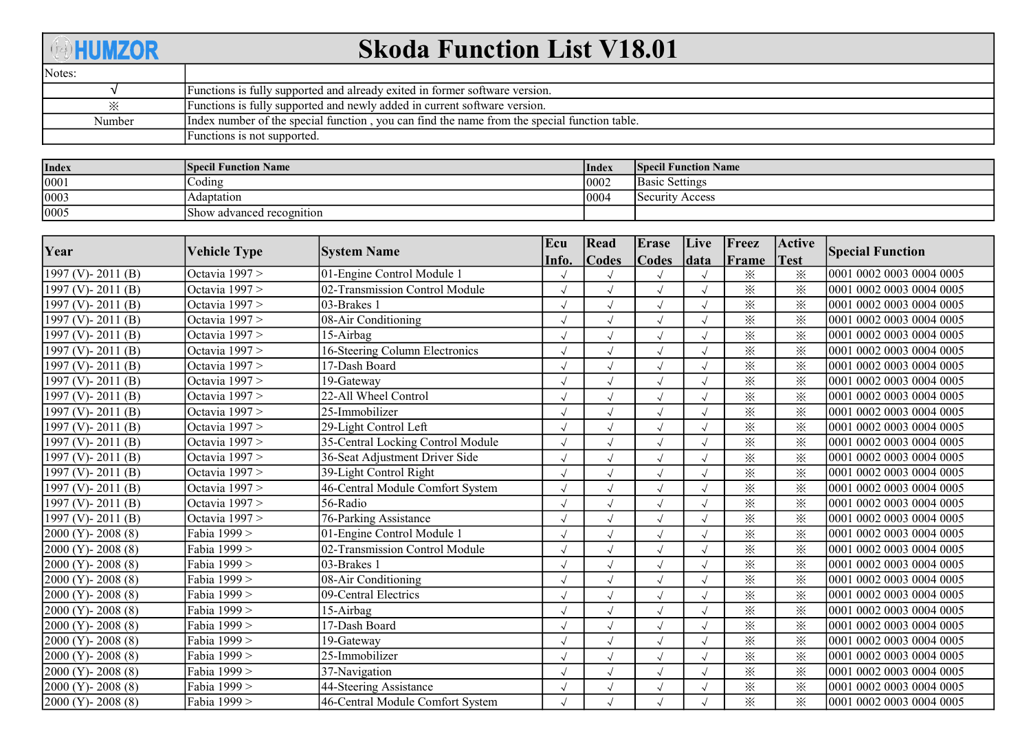# Skoda Function List V18.01

HUMZOR

| Notes: | |
|---|---|
| √ | Functions is fully supported and already exited in former software version. |
| ※ | Functions is fully supported and newly added in current software version. |
| Number | Index number of the special function , you can find the name from the special function table. |
| | Functions is not supported. |

| Index | Specil Function Name | Index | Specil Function Name |
|---|---|---|---|
| 0001 | Coding | 0002 | Basic Settings |
| 0003 | Adaptation | 0004 | Security Access |
| 0005 | Show advanced recognition | | |

| Year | Vehicle Type | System Name | Ecu Info. | Read Codes | Erase Codes | Live data | Freez Frame | Active Test | Special Function |
|---|---|---|---|---|---|---|---|---|---|
| 1997 (V)- 2011 (B) | Octavia 1997 > | 01-Engine Control Module 1 | √ | √ | √ | √ | ※ | ※ | 0001 0002 0003 0004 0005 |
| 1997 (V)- 2011 (B) | Octavia 1997 > | 02-Transmission Control Module | √ | √ | √ | √ | ※ | ※ | 0001 0002 0003 0004 0005 |
| 1997 (V)- 2011 (B) | Octavia 1997 > | 03-Brakes 1 | √ | √ | √ | √ | ※ | ※ | 0001 0002 0003 0004 0005 |
| 1997 (V)- 2011 (B) | Octavia 1997 > | 08-Air Conditioning | √ | √ | √ | √ | ※ | ※ | 0001 0002 0003 0004 0005 |
| 1997 (V)- 2011 (B) | Octavia 1997 > | 15-Airbag | √ | √ | √ | √ | ※ | ※ | 0001 0002 0003 0004 0005 |
| 1997 (V)- 2011 (B) | Octavia 1997 > | 16-Steering Column Electronics | √ | √ | √ | √ | ※ | ※ | 0001 0002 0003 0004 0005 |
| 1997 (V)- 2011 (B) | Octavia 1997 > | 17-Dash Board | √ | √ | √ | √ | ※ | ※ | 0001 0002 0003 0004 0005 |
| 1997 (V)- 2011 (B) | Octavia 1997 > | 19-Gateway | √ | √ | √ | √ | ※ | ※ | 0001 0002 0003 0004 0005 |
| 1997 (V)- 2011 (B) | Octavia 1997 > | 22-All Wheel Control | √ | √ | √ | √ | ※ | ※ | 0001 0002 0003 0004 0005 |
| 1997 (V)- 2011 (B) | Octavia 1997 > | 25-Immobilizer | √ | √ | √ | √ | ※ | ※ | 0001 0002 0003 0004 0005 |
| 1997 (V)- 2011 (B) | Octavia 1997 > | 29-Light Control Left | √ | √ | √ | √ | ※ | ※ | 0001 0002 0003 0004 0005 |
| 1997 (V)- 2011 (B) | Octavia 1997 > | 35-Central Locking Control Module | √ | √ | √ | √ | ※ | ※ | 0001 0002 0003 0004 0005 |
| 1997 (V)- 2011 (B) | Octavia 1997 > | 36-Seat Adjustment Driver Side | √ | √ | √ | √ | ※ | ※ | 0001 0002 0003 0004 0005 |
| 1997 (V)- 2011 (B) | Octavia 1997 > | 39-Light Control Right | √ | √ | √ | √ | ※ | ※ | 0001 0002 0003 0004 0005 |
| 1997 (V)- 2011 (B) | Octavia 1997 > | 46-Central Module Comfort System | √ | √ | √ | √ | ※ | ※ | 0001 0002 0003 0004 0005 |
| 1997 (V)- 2011 (B) | Octavia 1997 > | 56-Radio | √ | √ | √ | √ | ※ | ※ | 0001 0002 0003 0004 0005 |
| 1997 (V)- 2011 (B) | Octavia 1997 > | 76-Parking Assistance | √ | √ | √ | √ | ※ | ※ | 0001 0002 0003 0004 0005 |
| 2000 (Y)- 2008 (8) | Fabia 1999 > | 01-Engine Control Module 1 | √ | √ | √ | √ | ※ | ※ | 0001 0002 0003 0004 0005 |
| 2000 (Y)- 2008 (8) | Fabia 1999 > | 02-Transmission Control Module | √ | √ | √ | √ | ※ | ※ | 0001 0002 0003 0004 0005 |
| 2000 (Y)- 2008 (8) | Fabia 1999 > | 03-Brakes 1 | √ | √ | √ | √ | ※ | ※ | 0001 0002 0003 0004 0005 |
| 2000 (Y)- 2008 (8) | Fabia 1999 > | 08-Air Conditioning | √ | √ | √ | √ | ※ | ※ | 0001 0002 0003 0004 0005 |
| 2000 (Y)- 2008 (8) | Fabia 1999 > | 09-Central Electrics | √ | √ | √ | √ | ※ | ※ | 0001 0002 0003 0004 0005 |
| 2000 (Y)- 2008 (8) | Fabia 1999 > | 15-Airbag | √ | √ | √ | √ | ※ | ※ | 0001 0002 0003 0004 0005 |
| 2000 (Y)- 2008 (8) | Fabia 1999 > | 17-Dash Board | √ | √ | √ | √ | ※ | ※ | 0001 0002 0003 0004 0005 |
| 2000 (Y)- 2008 (8) | Fabia 1999 > | 19-Gateway | √ | √ | √ | √ | ※ | ※ | 0001 0002 0003 0004 0005 |
| 2000 (Y)- 2008 (8) | Fabia 1999 > | 25-Immobilizer | √ | √ | √ | √ | ※ | ※ | 0001 0002 0003 0004 0005 |
| 2000 (Y)- 2008 (8) | Fabia 1999 > | 37-Navigation | √ | √ | √ | √ | ※ | ※ | 0001 0002 0003 0004 0005 |
| 2000 (Y)- 2008 (8) | Fabia 1999 > | 44-Steering Assistance | √ | √ | √ | √ | ※ | ※ | 0001 0002 0003 0004 0005 |
| 2000 (Y)- 2008 (8) | Fabia 1999 > | 46-Central Module Comfort System | √ | √ | √ | √ | ※ | ※ | 0001 0002 0003 0004 0005 |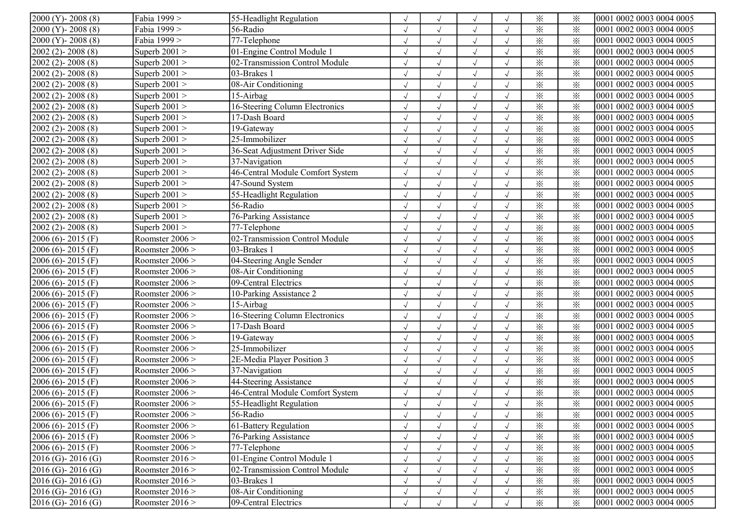| | | | | | | | | | |
|---|---|---|---|---|---|---|---|---|---|
| 2000 (Y)- 2008 (8) | Fabia 1999 > | 55-Headlight Regulation | √ | √ | √ | √ | ※ | ※ | 0001 0002 0003 0004 0005 |
| 2000 (Y)- 2008 (8) | Fabia 1999 > | 56-Radio | √ | √ | √ | √ | ※ | ※ | 0001 0002 0003 0004 0005 |
| 2000 (Y)- 2008 (8) | Fabia 1999 > | 77-Telephone | √ | √ | √ | √ | ※ | ※ | 0001 0002 0003 0004 0005 |
| 2002 (2)- 2008 (8) | Superb 2001 > | 01-Engine Control Module 1 | √ | √ | √ | √ | ※ | ※ | 0001 0002 0003 0004 0005 |
| 2002 (2)- 2008 (8) | Superb 2001 > | 02-Transmission Control Module | √ | √ | √ | √ | ※ | ※ | 0001 0002 0003 0004 0005 |
| 2002 (2)- 2008 (8) | Superb 2001 > | 03-Brakes 1 | √ | √ | √ | √ | ※ | ※ | 0001 0002 0003 0004 0005 |
| 2002 (2)- 2008 (8) | Superb 2001 > | 08-Air Conditioning | √ | √ | √ | √ | ※ | ※ | 0001 0002 0003 0004 0005 |
| 2002 (2)- 2008 (8) | Superb 2001 > | 15-Airbag | √ | √ | √ | √ | ※ | ※ | 0001 0002 0003 0004 0005 |
| 2002 (2)- 2008 (8) | Superb 2001 > | 16-Steering Column Electronics | √ | √ | √ | √ | ※ | ※ | 0001 0002 0003 0004 0005 |
| 2002 (2)- 2008 (8) | Superb 2001 > | 17-Dash Board | √ | √ | √ | √ | ※ | ※ | 0001 0002 0003 0004 0005 |
| 2002 (2)- 2008 (8) | Superb 2001 > | 19-Gateway | √ | √ | √ | √ | ※ | ※ | 0001 0002 0003 0004 0005 |
| 2002 (2)- 2008 (8) | Superb 2001 > | 25-Immobilizer | √ | √ | √ | √ | ※ | ※ | 0001 0002 0003 0004 0005 |
| 2002 (2)- 2008 (8) | Superb 2001 > | 36-Seat Adjustment Driver Side | √ | √ | √ | √ | ※ | ※ | 0001 0002 0003 0004 0005 |
| 2002 (2)- 2008 (8) | Superb 2001 > | 37-Navigation | √ | √ | √ | √ | ※ | ※ | 0001 0002 0003 0004 0005 |
| 2002 (2)- 2008 (8) | Superb 2001 > | 46-Central Module Comfort System | √ | √ | √ | √ | ※ | ※ | 0001 0002 0003 0004 0005 |
| 2002 (2)- 2008 (8) | Superb 2001 > | 47-Sound System | √ | √ | √ | √ | ※ | ※ | 0001 0002 0003 0004 0005 |
| 2002 (2)- 2008 (8) | Superb 2001 > | 55-Headlight Regulation | √ | √ | √ | √ | ※ | ※ | 0001 0002 0003 0004 0005 |
| 2002 (2)- 2008 (8) | Superb 2001 > | 56-Radio | √ | √ | √ | √ | ※ | ※ | 0001 0002 0003 0004 0005 |
| 2002 (2)- 2008 (8) | Superb 2001 > | 76-Parking Assistance | √ | √ | √ | √ | ※ | ※ | 0001 0002 0003 0004 0005 |
| 2002 (2)- 2008 (8) | Superb 2001 > | 77-Telephone | √ | √ | √ | √ | ※ | ※ | 0001 0002 0003 0004 0005 |
| 2006 (6)- 2015 (F) | Roomster 2006 > | 02-Transmission Control Module | √ | √ | √ | √ | ※ | ※ | 0001 0002 0003 0004 0005 |
| 2006 (6)- 2015 (F) | Roomster 2006 > | 03-Brakes 1 | √ | √ | √ | √ | ※ | ※ | 0001 0002 0003 0004 0005 |
| 2006 (6)- 2015 (F) | Roomster 2006 > | 04-Steering Angle Sender | √ | √ | √ | √ | ※ | ※ | 0001 0002 0003 0004 0005 |
| 2006 (6)- 2015 (F) | Roomster 2006 > | 08-Air Conditioning | √ | √ | √ | √ | ※ | ※ | 0001 0002 0003 0004 0005 |
| 2006 (6)- 2015 (F) | Roomster 2006 > | 09-Central Electrics | √ | √ | √ | √ | ※ | ※ | 0001 0002 0003 0004 0005 |
| 2006 (6)- 2015 (F) | Roomster 2006 > | 10-Parking Assistance 2 | √ | √ | √ | √ | ※ | ※ | 0001 0002 0003 0004 0005 |
| 2006 (6)- 2015 (F) | Roomster 2006 > | 15-Airbag | √ | √ | √ | √ | ※ | ※ | 0001 0002 0003 0004 0005 |
| 2006 (6)- 2015 (F) | Roomster 2006 > | 16-Steering Column Electronics | √ | √ | √ | √ | ※ | ※ | 0001 0002 0003 0004 0005 |
| 2006 (6)- 2015 (F) | Roomster 2006 > | 17-Dash Board | √ | √ | √ | √ | ※ | ※ | 0001 0002 0003 0004 0005 |
| 2006 (6)- 2015 (F) | Roomster 2006 > | 19-Gateway | √ | √ | √ | √ | ※ | ※ | 0001 0002 0003 0004 0005 |
| 2006 (6)- 2015 (F) | Roomster 2006 > | 25-Immobilizer | √ | √ | √ | √ | ※ | ※ | 0001 0002 0003 0004 0005 |
| 2006 (6)- 2015 (F) | Roomster 2006 > | 2E-Media Player Position 3 | √ | √ | √ | √ | ※ | ※ | 0001 0002 0003 0004 0005 |
| 2006 (6)- 2015 (F) | Roomster 2006 > | 37-Navigation | √ | √ | √ | √ | ※ | ※ | 0001 0002 0003 0004 0005 |
| 2006 (6)- 2015 (F) | Roomster 2006 > | 44-Steering Assistance | √ | √ | √ | √ | ※ | ※ | 0001 0002 0003 0004 0005 |
| 2006 (6)- 2015 (F) | Roomster 2006 > | 46-Central Module Comfort System | √ | √ | √ | √ | ※ | ※ | 0001 0002 0003 0004 0005 |
| 2006 (6)- 2015 (F) | Roomster 2006 > | 55-Headlight Regulation | √ | √ | √ | √ | ※ | ※ | 0001 0002 0003 0004 0005 |
| 2006 (6)- 2015 (F) | Roomster 2006 > | 56-Radio | √ | √ | √ | √ | ※ | ※ | 0001 0002 0003 0004 0005 |
| 2006 (6)- 2015 (F) | Roomster 2006 > | 61-Battery Regulation | √ | √ | √ | √ | ※ | ※ | 0001 0002 0003 0004 0005 |
| 2006 (6)- 2015 (F) | Roomster 2006 > | 76-Parking Assistance | √ | √ | √ | √ | ※ | ※ | 0001 0002 0003 0004 0005 |
| 2006 (6)- 2015 (F) | Roomster 2006 > | 77-Telephone | √ | √ | √ | √ | ※ | ※ | 0001 0002 0003 0004 0005 |
| 2016 (G)- 2016 (G) | Roomster 2016 > | 01-Engine Control Module 1 | √ | √ | √ | √ | ※ | ※ | 0001 0002 0003 0004 0005 |
| 2016 (G)- 2016 (G) | Roomster 2016 > | 02-Transmission Control Module | √ | √ | √ | √ | ※ | ※ | 0001 0002 0003 0004 0005 |
| 2016 (G)- 2016 (G) | Roomster 2016 > | 03-Brakes 1 | √ | √ | √ | √ | ※ | ※ | 0001 0002 0003 0004 0005 |
| 2016 (G)- 2016 (G) | Roomster 2016 > | 08-Air Conditioning | √ | √ | √ | √ | ※ | ※ | 0001 0002 0003 0004 0005 |
| 2016 (G)- 2016 (G) | Roomster 2016 > | 09-Central Electrics | √ | √ | √ | √ | ※ | ※ | 0001 0002 0003 0004 0005 |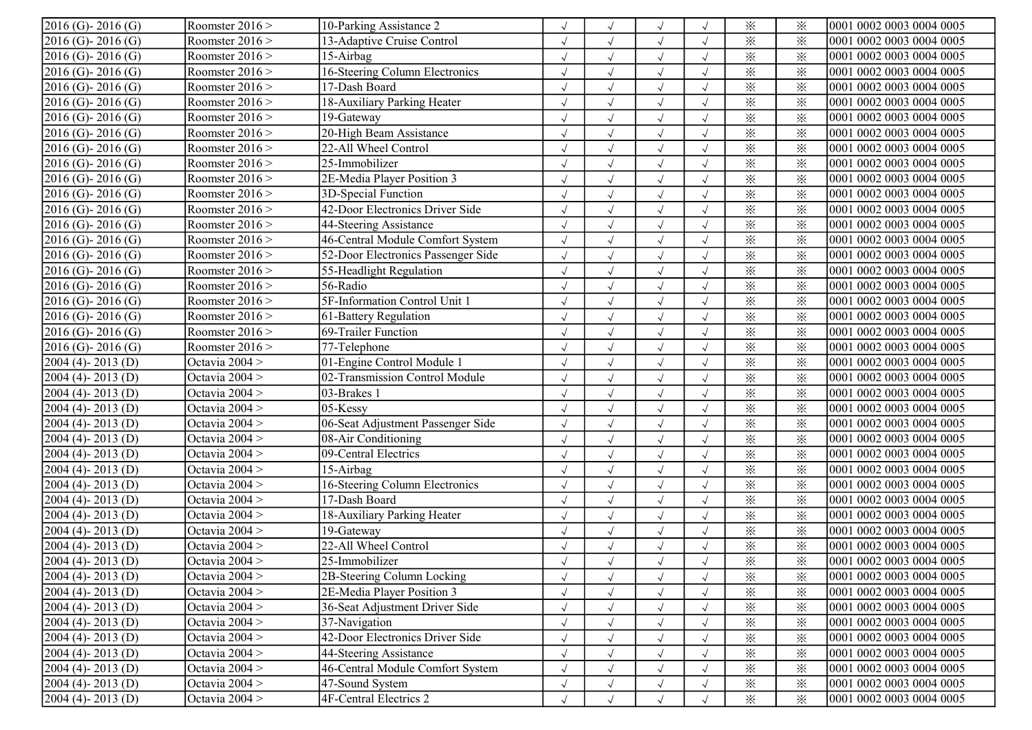| | | | | | | | | | |
|---|---|---|---|---|---|---|---|---|---|
| 2016 (G)- 2016 (G) | Roomster 2016 > | 10-Parking Assistance 2 | √ | √ | √ | √ | ※ | ※ | 0001 0002 0003 0004 0005 |
| 2016 (G)- 2016 (G) | Roomster 2016 > | 13-Adaptive Cruise Control | √ | √ | √ | √ | ※ | ※ | 0001 0002 0003 0004 0005 |
| 2016 (G)- 2016 (G) | Roomster 2016 > | 15-Airbag | √ | √ | √ | √ | ※ | ※ | 0001 0002 0003 0004 0005 |
| 2016 (G)- 2016 (G) | Roomster 2016 > | 16-Steering Column Electronics | √ | √ | √ | √ | ※ | ※ | 0001 0002 0003 0004 0005 |
| 2016 (G)- 2016 (G) | Roomster 2016 > | 17-Dash Board | √ | √ | √ | √ | ※ | ※ | 0001 0002 0003 0004 0005 |
| 2016 (G)- 2016 (G) | Roomster 2016 > | 18-Auxiliary Parking Heater | √ | √ | √ | √ | ※ | ※ | 0001 0002 0003 0004 0005 |
| 2016 (G)- 2016 (G) | Roomster 2016 > | 19-Gateway | √ | √ | √ | √ | ※ | ※ | 0001 0002 0003 0004 0005 |
| 2016 (G)- 2016 (G) | Roomster 2016 > | 20-High Beam Assistance | √ | √ | √ | √ | ※ | ※ | 0001 0002 0003 0004 0005 |
| 2016 (G)- 2016 (G) | Roomster 2016 > | 22-All Wheel Control | √ | √ | √ | √ | ※ | ※ | 0001 0002 0003 0004 0005 |
| 2016 (G)- 2016 (G) | Roomster 2016 > | 25-Immobilizer | √ | √ | √ | √ | ※ | ※ | 0001 0002 0003 0004 0005 |
| 2016 (G)- 2016 (G) | Roomster 2016 > | 2E-Media Player Position 3 | √ | √ | √ | √ | ※ | ※ | 0001 0002 0003 0004 0005 |
| 2016 (G)- 2016 (G) | Roomster 2016 > | 3D-Special Function | √ | √ | √ | √ | ※ | ※ | 0001 0002 0003 0004 0005 |
| 2016 (G)- 2016 (G) | Roomster 2016 > | 42-Door Electronics Driver Side | √ | √ | √ | √ | ※ | ※ | 0001 0002 0003 0004 0005 |
| 2016 (G)- 2016 (G) | Roomster 2016 > | 44-Steering Assistance | √ | √ | √ | √ | ※ | ※ | 0001 0002 0003 0004 0005 |
| 2016 (G)- 2016 (G) | Roomster 2016 > | 46-Central Module Comfort System | √ | √ | √ | √ | ※ | ※ | 0001 0002 0003 0004 0005 |
| 2016 (G)- 2016 (G) | Roomster 2016 > | 52-Door Electronics Passenger Side | √ | √ | √ | √ | ※ | ※ | 0001 0002 0003 0004 0005 |
| 2016 (G)- 2016 (G) | Roomster 2016 > | 55-Headlight Regulation | √ | √ | √ | √ | ※ | ※ | 0001 0002 0003 0004 0005 |
| 2016 (G)- 2016 (G) | Roomster 2016 > | 56-Radio | √ | √ | √ | √ | ※ | ※ | 0001 0002 0003 0004 0005 |
| 2016 (G)- 2016 (G) | Roomster 2016 > | 5F-Information Control Unit 1 | √ | √ | √ | √ | ※ | ※ | 0001 0002 0003 0004 0005 |
| 2016 (G)- 2016 (G) | Roomster 2016 > | 61-Battery Regulation | √ | √ | √ | √ | ※ | ※ | 0001 0002 0003 0004 0005 |
| 2016 (G)- 2016 (G) | Roomster 2016 > | 69-Trailer Function | √ | √ | √ | √ | ※ | ※ | 0001 0002 0003 0004 0005 |
| 2016 (G)- 2016 (G) | Roomster 2016 > | 77-Telephone | √ | √ | √ | √ | ※ | ※ | 0001 0002 0003 0004 0005 |
| 2004 (4)- 2013 (D) | Octavia 2004 > | 01-Engine Control Module 1 | √ | √ | √ | √ | ※ | ※ | 0001 0002 0003 0004 0005 |
| 2004 (4)- 2013 (D) | Octavia 2004 > | 02-Transmission Control Module | √ | √ | √ | √ | ※ | ※ | 0001 0002 0003 0004 0005 |
| 2004 (4)- 2013 (D) | Octavia 2004 > | 03-Brakes 1 | √ | √ | √ | √ | ※ | ※ | 0001 0002 0003 0004 0005 |
| 2004 (4)- 2013 (D) | Octavia 2004 > | 05-Kessy | √ | √ | √ | √ | ※ | ※ | 0001 0002 0003 0004 0005 |
| 2004 (4)- 2013 (D) | Octavia 2004 > | 06-Seat Adjustment Passenger Side | √ | √ | √ | √ | ※ | ※ | 0001 0002 0003 0004 0005 |
| 2004 (4)- 2013 (D) | Octavia 2004 > | 08-Air Conditioning | √ | √ | √ | √ | ※ | ※ | 0001 0002 0003 0004 0005 |
| 2004 (4)- 2013 (D) | Octavia 2004 > | 09-Central Electrics | √ | √ | √ | √ | ※ | ※ | 0001 0002 0003 0004 0005 |
| 2004 (4)- 2013 (D) | Octavia 2004 > | 15-Airbag | √ | √ | √ | √ | ※ | ※ | 0001 0002 0003 0004 0005 |
| 2004 (4)- 2013 (D) | Octavia 2004 > | 16-Steering Column Electronics | √ | √ | √ | √ | ※ | ※ | 0001 0002 0003 0004 0005 |
| 2004 (4)- 2013 (D) | Octavia 2004 > | 17-Dash Board | √ | √ | √ | √ | ※ | ※ | 0001 0002 0003 0004 0005 |
| 2004 (4)- 2013 (D) | Octavia 2004 > | 18-Auxiliary Parking Heater | √ | √ | √ | √ | ※ | ※ | 0001 0002 0003 0004 0005 |
| 2004 (4)- 2013 (D) | Octavia 2004 > | 19-Gateway | √ | √ | √ | √ | ※ | ※ | 0001 0002 0003 0004 0005 |
| 2004 (4)- 2013 (D) | Octavia 2004 > | 22-All Wheel Control | √ | √ | √ | √ | ※ | ※ | 0001 0002 0003 0004 0005 |
| 2004 (4)- 2013 (D) | Octavia 2004 > | 25-Immobilizer | √ | √ | √ | √ | ※ | ※ | 0001 0002 0003 0004 0005 |
| 2004 (4)- 2013 (D) | Octavia 2004 > | 2B-Steering Column Locking | √ | √ | √ | √ | ※ | ※ | 0001 0002 0003 0004 0005 |
| 2004 (4)- 2013 (D) | Octavia 2004 > | 2E-Media Player Position 3 | √ | √ | √ | √ | ※ | ※ | 0001 0002 0003 0004 0005 |
| 2004 (4)- 2013 (D) | Octavia 2004 > | 36-Seat Adjustment Driver Side | √ | √ | √ | √ | ※ | ※ | 0001 0002 0003 0004 0005 |
| 2004 (4)- 2013 (D) | Octavia 2004 > | 37-Navigation | √ | √ | √ | √ | ※ | ※ | 0001 0002 0003 0004 0005 |
| 2004 (4)- 2013 (D) | Octavia 2004 > | 42-Door Electronics Driver Side | √ | √ | √ | √ | ※ | ※ | 0001 0002 0003 0004 0005 |
| 2004 (4)- 2013 (D) | Octavia 2004 > | 44-Steering Assistance | √ | √ | √ | √ | ※ | ※ | 0001 0002 0003 0004 0005 |
| 2004 (4)- 2013 (D) | Octavia 2004 > | 46-Central Module Comfort System | √ | √ | √ | √ | ※ | ※ | 0001 0002 0003 0004 0005 |
| 2004 (4)- 2013 (D) | Octavia 2004 > | 47-Sound System | √ | √ | √ | √ | ※ | ※ | 0001 0002 0003 0004 0005 |
| 2004 (4)- 2013 (D) | Octavia 2004 > | 4F-Central Electrics 2 | √ | √ | √ | √ | ※ | ※ | 0001 0002 0003 0004 0005 |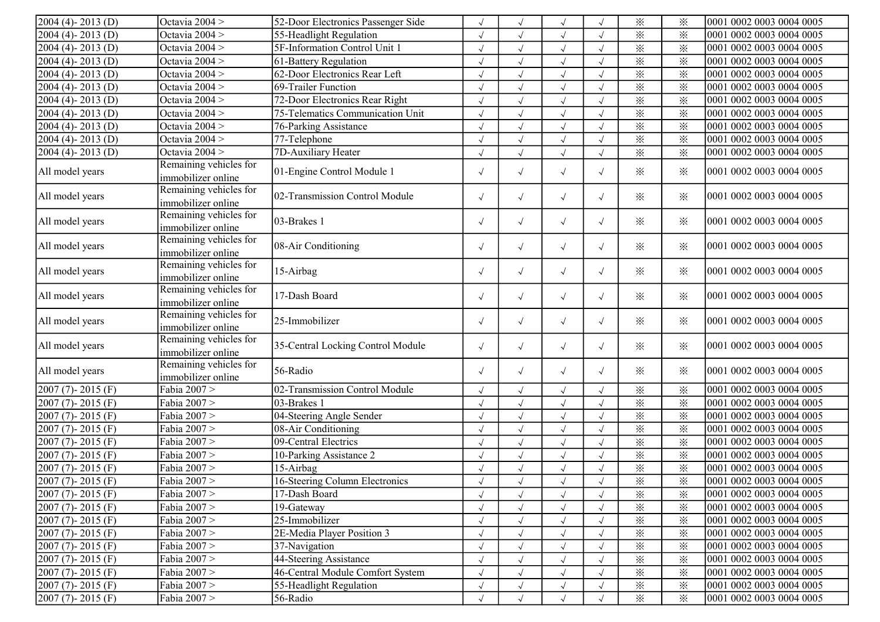| | | | | | | | | | |
|---|---|---|---|---|---|---|---|---|---|
| 2004 (4)- 2013 (D) | Octavia 2004 > | 52-Door Electronics Passenger Side | √ | √ | √ | √ | ※ | ※ | 0001 0002 0003 0004 0005 |
| 2004 (4)- 2013 (D) | Octavia 2004 > | 55-Headlight Regulation | √ | √ | √ | √ | ※ | ※ | 0001 0002 0003 0004 0005 |
| 2004 (4)- 2013 (D) | Octavia 2004 > | 5F-Information Control Unit 1 | √ | √ | √ | √ | ※ | ※ | 0001 0002 0003 0004 0005 |
| 2004 (4)- 2013 (D) | Octavia 2004 > | 61-Battery Regulation | √ | √ | √ | √ | ※ | ※ | 0001 0002 0003 0004 0005 |
| 2004 (4)- 2013 (D) | Octavia 2004 > | 62-Door Electronics Rear Left | √ | √ | √ | √ | ※ | ※ | 0001 0002 0003 0004 0005 |
| 2004 (4)- 2013 (D) | Octavia 2004 > | 69-Trailer Function | √ | √ | √ | √ | ※ | ※ | 0001 0002 0003 0004 0005 |
| 2004 (4)- 2013 (D) | Octavia 2004 > | 72-Door Electronics Rear Right | √ | √ | √ | √ | ※ | ※ | 0001 0002 0003 0004 0005 |
| 2004 (4)- 2013 (D) | Octavia 2004 > | 75-Telematics Communication Unit | √ | √ | √ | √ | ※ | ※ | 0001 0002 0003 0004 0005 |
| 2004 (4)- 2013 (D) | Octavia 2004 > | 76-Parking Assistance | √ | √ | √ | √ | ※ | ※ | 0001 0002 0003 0004 0005 |
| 2004 (4)- 2013 (D) | Octavia 2004 > | 77-Telephone | √ | √ | √ | √ | ※ | ※ | 0001 0002 0003 0004 0005 |
| 2004 (4)- 2013 (D) | Octavia 2004 > | 7D-Auxiliary Heater | √ | √ | √ | √ | ※ | ※ | 0001 0002 0003 0004 0005 |
| All model years | Remaining vehicles for immobilizer online | 01-Engine Control Module 1 | √ | √ | √ | √ | ※ | ※ | 0001 0002 0003 0004 0005 |
| All model years | Remaining vehicles for immobilizer online | 02-Transmission Control Module | √ | √ | √ | √ | ※ | ※ | 0001 0002 0003 0004 0005 |
| All model years | Remaining vehicles for immobilizer online | 03-Brakes 1 | √ | √ | √ | √ | ※ | ※ | 0001 0002 0003 0004 0005 |
| All model years | Remaining vehicles for immobilizer online | 08-Air Conditioning | √ | √ | √ | √ | ※ | ※ | 0001 0002 0003 0004 0005 |
| All model years | Remaining vehicles for immobilizer online | 15-Airbag | √ | √ | √ | √ | ※ | ※ | 0001 0002 0003 0004 0005 |
| All model years | Remaining vehicles for immobilizer online | 17-Dash Board | √ | √ | √ | √ | ※ | ※ | 0001 0002 0003 0004 0005 |
| All model years | Remaining vehicles for immobilizer online | 25-Immobilizer | √ | √ | √ | √ | ※ | ※ | 0001 0002 0003 0004 0005 |
| All model years | Remaining vehicles for immobilizer online | 35-Central Locking Control Module | √ | √ | √ | √ | ※ | ※ | 0001 0002 0003 0004 0005 |
| All model years | Remaining vehicles for immobilizer online | 56-Radio | √ | √ | √ | √ | ※ | ※ | 0001 0002 0003 0004 0005 |
| 2007 (7)- 2015 (F) | Fabia 2007 > | 02-Transmission Control Module | √ | √ | √ | √ | ※ | ※ | 0001 0002 0003 0004 0005 |
| 2007 (7)- 2015 (F) | Fabia 2007 > | 03-Brakes 1 | √ | √ | √ | √ | ※ | ※ | 0001 0002 0003 0004 0005 |
| 2007 (7)- 2015 (F) | Fabia 2007 > | 04-Steering Angle Sender | √ | √ | √ | √ | ※ | ※ | 0001 0002 0003 0004 0005 |
| 2007 (7)- 2015 (F) | Fabia 2007 > | 08-Air Conditioning | √ | √ | √ | √ | ※ | ※ | 0001 0002 0003 0004 0005 |
| 2007 (7)- 2015 (F) | Fabia 2007 > | 09-Central Electrics | √ | √ | √ | √ | ※ | ※ | 0001 0002 0003 0004 0005 |
| 2007 (7)- 2015 (F) | Fabia 2007 > | 10-Parking Assistance 2 | √ | √ | √ | √ | ※ | ※ | 0001 0002 0003 0004 0005 |
| 2007 (7)- 2015 (F) | Fabia 2007 > | 15-Airbag | √ | √ | √ | √ | ※ | ※ | 0001 0002 0003 0004 0005 |
| 2007 (7)- 2015 (F) | Fabia 2007 > | 16-Steering Column Electronics | √ | √ | √ | √ | ※ | ※ | 0001 0002 0003 0004 0005 |
| 2007 (7)- 2015 (F) | Fabia 2007 > | 17-Dash Board | √ | √ | √ | √ | ※ | ※ | 0001 0002 0003 0004 0005 |
| 2007 (7)- 2015 (F) | Fabia 2007 > | 19-Gateway | √ | √ | √ | √ | ※ | ※ | 0001 0002 0003 0004 0005 |
| 2007 (7)- 2015 (F) | Fabia 2007 > | 25-Immobilizer | √ | √ | √ | √ | ※ | ※ | 0001 0002 0003 0004 0005 |
| 2007 (7)- 2015 (F) | Fabia 2007 > | 2E-Media Player Position 3 | √ | √ | √ | √ | ※ | ※ | 0001 0002 0003 0004 0005 |
| 2007 (7)- 2015 (F) | Fabia 2007 > | 37-Navigation | √ | √ | √ | √ | ※ | ※ | 0001 0002 0003 0004 0005 |
| 2007 (7)- 2015 (F) | Fabia 2007 > | 44-Steering Assistance | √ | √ | √ | √ | ※ | ※ | 0001 0002 0003 0004 0005 |
| 2007 (7)- 2015 (F) | Fabia 2007 > | 46-Central Module Comfort System | √ | √ | √ | √ | ※ | ※ | 0001 0002 0003 0004 0005 |
| 2007 (7)- 2015 (F) | Fabia 2007 > | 55-Headlight Regulation | √ | √ | √ | √ | ※ | ※ | 0001 0002 0003 0004 0005 |
| 2007 (7)- 2015 (F) | Fabia 2007 > | 56-Radio | √ | √ | √ | √ | ※ | ※ | 0001 0002 0003 0004 0005 |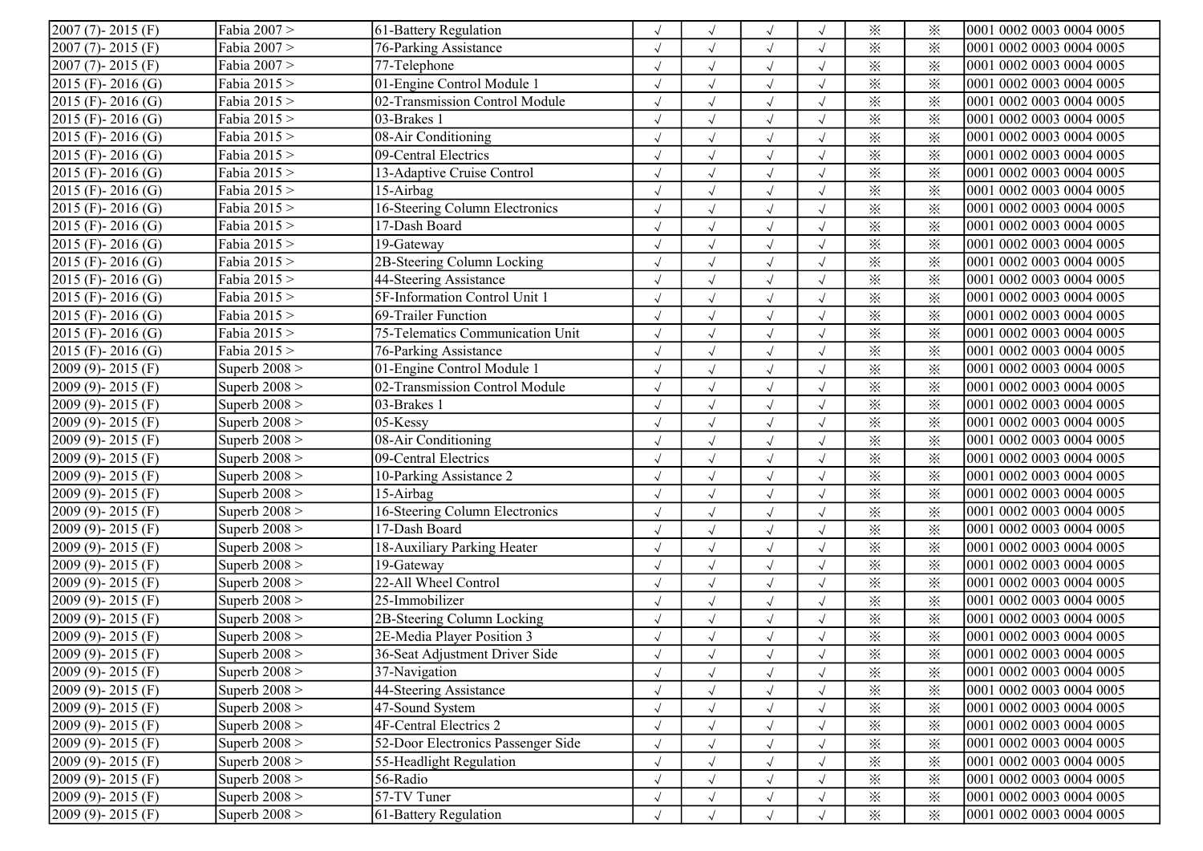| | | | | | | | | | | |
|---|---|---|---|---|---|---|---|---|---|---|
| 2007 (7)- 2015 (F) | Fabia 2007 > | 61-Battery Regulation | √ | √ | √ | √ | ※ | ※ | 0001 0002 0003 0004 0005 |
| 2007 (7)- 2015 (F) | Fabia 2007 > | 76-Parking Assistance | √ | √ | √ | √ | ※ | ※ | 0001 0002 0003 0004 0005 |
| 2007 (7)- 2015 (F) | Fabia 2007 > | 77-Telephone | √ | √ | √ | √ | ※ | ※ | 0001 0002 0003 0004 0005 |
| 2015 (F)- 2016 (G) | Fabia 2015 > | 01-Engine Control Module 1 | √ | √ | √ | √ | ※ | ※ | 0001 0002 0003 0004 0005 |
| 2015 (F)- 2016 (G) | Fabia 2015 > | 02-Transmission Control Module | √ | √ | √ | √ | ※ | ※ | 0001 0002 0003 0004 0005 |
| 2015 (F)- 2016 (G) | Fabia 2015 > | 03-Brakes 1 | √ | √ | √ | √ | ※ | ※ | 0001 0002 0003 0004 0005 |
| 2015 (F)- 2016 (G) | Fabia 2015 > | 08-Air Conditioning | √ | √ | √ | √ | ※ | ※ | 0001 0002 0003 0004 0005 |
| 2015 (F)- 2016 (G) | Fabia 2015 > | 09-Central Electrics | √ | √ | √ | √ | ※ | ※ | 0001 0002 0003 0004 0005 |
| 2015 (F)- 2016 (G) | Fabia 2015 > | 13-Adaptive Cruise Control | √ | √ | √ | √ | ※ | ※ | 0001 0002 0003 0004 0005 |
| 2015 (F)- 2016 (G) | Fabia 2015 > | 15-Airbag | √ | √ | √ | √ | ※ | ※ | 0001 0002 0003 0004 0005 |
| 2015 (F)- 2016 (G) | Fabia 2015 > | 16-Steering Column Electronics | √ | √ | √ | √ | ※ | ※ | 0001 0002 0003 0004 0005 |
| 2015 (F)- 2016 (G) | Fabia 2015 > | 17-Dash Board | √ | √ | √ | √ | ※ | ※ | 0001 0002 0003 0004 0005 |
| 2015 (F)- 2016 (G) | Fabia 2015 > | 19-Gateway | √ | √ | √ | √ | ※ | ※ | 0001 0002 0003 0004 0005 |
| 2015 (F)- 2016 (G) | Fabia 2015 > | 2B-Steering Column Locking | √ | √ | √ | √ | ※ | ※ | 0001 0002 0003 0004 0005 |
| 2015 (F)- 2016 (G) | Fabia 2015 > | 44-Steering Assistance | √ | √ | √ | √ | ※ | ※ | 0001 0002 0003 0004 0005 |
| 2015 (F)- 2016 (G) | Fabia 2015 > | 5F-Information Control Unit 1 | √ | √ | √ | √ | ※ | ※ | 0001 0002 0003 0004 0005 |
| 2015 (F)- 2016 (G) | Fabia 2015 > | 69-Trailer Function | √ | √ | √ | √ | ※ | ※ | 0001 0002 0003 0004 0005 |
| 2015 (F)- 2016 (G) | Fabia 2015 > | 75-Telematics Communication Unit | √ | √ | √ | √ | ※ | ※ | 0001 0002 0003 0004 0005 |
| 2015 (F)- 2016 (G) | Fabia 2015 > | 76-Parking Assistance | √ | √ | √ | √ | ※ | ※ | 0001 0002 0003 0004 0005 |
| 2009 (9)- 2015 (F) | Superb 2008 > | 01-Engine Control Module 1 | √ | √ | √ | √ | ※ | ※ | 0001 0002 0003 0004 0005 |
| 2009 (9)- 2015 (F) | Superb 2008 > | 02-Transmission Control Module | √ | √ | √ | √ | ※ | ※ | 0001 0002 0003 0004 0005 |
| 2009 (9)- 2015 (F) | Superb 2008 > | 03-Brakes 1 | √ | √ | √ | √ | ※ | ※ | 0001 0002 0003 0004 0005 |
| 2009 (9)- 2015 (F) | Superb 2008 > | 05-Kessy | √ | √ | √ | √ | ※ | ※ | 0001 0002 0003 0004 0005 |
| 2009 (9)- 2015 (F) | Superb 2008 > | 08-Air Conditioning | √ | √ | √ | √ | ※ | ※ | 0001 0002 0003 0004 0005 |
| 2009 (9)- 2015 (F) | Superb 2008 > | 09-Central Electrics | √ | √ | √ | √ | ※ | ※ | 0001 0002 0003 0004 0005 |
| 2009 (9)- 2015 (F) | Superb 2008 > | 10-Parking Assistance 2 | √ | √ | √ | √ | ※ | ※ | 0001 0002 0003 0004 0005 |
| 2009 (9)- 2015 (F) | Superb 2008 > | 15-Airbag | √ | √ | √ | √ | ※ | ※ | 0001 0002 0003 0004 0005 |
| 2009 (9)- 2015 (F) | Superb 2008 > | 16-Steering Column Electronics | √ | √ | √ | √ | ※ | ※ | 0001 0002 0003 0004 0005 |
| 2009 (9)- 2015 (F) | Superb 2008 > | 17-Dash Board | √ | √ | √ | √ | ※ | ※ | 0001 0002 0003 0004 0005 |
| 2009 (9)- 2015 (F) | Superb 2008 > | 18-Auxiliary Parking Heater | √ | √ | √ | √ | ※ | ※ | 0001 0002 0003 0004 0005 |
| 2009 (9)- 2015 (F) | Superb 2008 > | 19-Gateway | √ | √ | √ | √ | ※ | ※ | 0001 0002 0003 0004 0005 |
| 2009 (9)- 2015 (F) | Superb 2008 > | 22-All Wheel Control | √ | √ | √ | √ | ※ | ※ | 0001 0002 0003 0004 0005 |
| 2009 (9)- 2015 (F) | Superb 2008 > | 25-Immobilizer | √ | √ | √ | √ | ※ | ※ | 0001 0002 0003 0004 0005 |
| 2009 (9)- 2015 (F) | Superb 2008 > | 2B-Steering Column Locking | √ | √ | √ | √ | ※ | ※ | 0001 0002 0003 0004 0005 |
| 2009 (9)- 2015 (F) | Superb 2008 > | 2E-Media Player Position 3 | √ | √ | √ | √ | ※ | ※ | 0001 0002 0003 0004 0005 |
| 2009 (9)- 2015 (F) | Superb 2008 > | 36-Seat Adjustment Driver Side | √ | √ | √ | √ | ※ | ※ | 0001 0002 0003 0004 0005 |
| 2009 (9)- 2015 (F) | Superb 2008 > | 37-Navigation | √ | √ | √ | √ | ※ | ※ | 0001 0002 0003 0004 0005 |
| 2009 (9)- 2015 (F) | Superb 2008 > | 44-Steering Assistance | √ | √ | √ | √ | ※ | ※ | 0001 0002 0003 0004 0005 |
| 2009 (9)- 2015 (F) | Superb 2008 > | 47-Sound System | √ | √ | √ | √ | ※ | ※ | 0001 0002 0003 0004 0005 |
| 2009 (9)- 2015 (F) | Superb 2008 > | 4F-Central Electrics 2 | √ | √ | √ | √ | ※ | ※ | 0001 0002 0003 0004 0005 |
| 2009 (9)- 2015 (F) | Superb 2008 > | 52-Door Electronics Passenger Side | √ | √ | √ | √ | ※ | ※ | 0001 0002 0003 0004 0005 |
| 2009 (9)- 2015 (F) | Superb 2008 > | 55-Headlight Regulation | √ | √ | √ | √ | ※ | ※ | 0001 0002 0003 0004 0005 |
| 2009 (9)- 2015 (F) | Superb 2008 > | 56-Radio | √ | √ | √ | √ | ※ | ※ | 0001 0002 0003 0004 0005 |
| 2009 (9)- 2015 (F) | Superb 2008 > | 57-TV Tuner | √ | √ | √ | √ | ※ | ※ | 0001 0002 0003 0004 0005 |
| 2009 (9)- 2015 (F) | Superb 2008 > | 61-Battery Regulation | √ | √ | √ | √ | ※ | ※ | 0001 0002 0003 0004 0005 |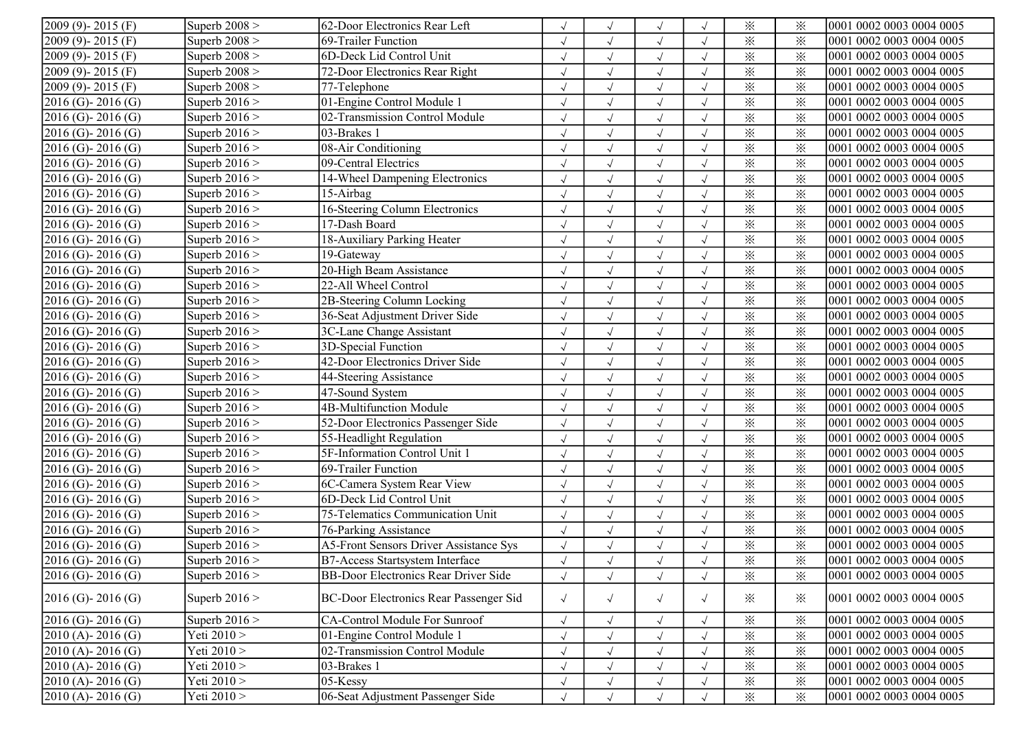| | | | | | | | | | |
|---|---|---|---|---|---|---|---|---|---|
| 2009 (9)- 2015 (F) | Superb 2008 > | 62-Door Electronics Rear Left | √ | √ | √ | √ | ※ | ※ | 0001 0002 0003 0004 0005 |
| 2009 (9)- 2015 (F) | Superb 2008 > | 69-Trailer Function | √ | √ | √ | √ | ※ | ※ | 0001 0002 0003 0004 0005 |
| 2009 (9)- 2015 (F) | Superb 2008 > | 6D-Deck Lid Control Unit | √ | √ | √ | √ | ※ | ※ | 0001 0002 0003 0004 0005 |
| 2009 (9)- 2015 (F) | Superb 2008 > | 72-Door Electronics Rear Right | √ | √ | √ | √ | ※ | ※ | 0001 0002 0003 0004 0005 |
| 2009 (9)- 2015 (F) | Superb 2008 > | 77-Telephone | √ | √ | √ | √ | ※ | ※ | 0001 0002 0003 0004 0005 |
| 2016 (G)- 2016 (G) | Superb 2016 > | 01-Engine Control Module 1 | √ | √ | √ | √ | ※ | ※ | 0001 0002 0003 0004 0005 |
| 2016 (G)- 2016 (G) | Superb 2016 > | 02-Transmission Control Module | √ | √ | √ | √ | ※ | ※ | 0001 0002 0003 0004 0005 |
| 2016 (G)- 2016 (G) | Superb 2016 > | 03-Brakes 1 | √ | √ | √ | √ | ※ | ※ | 0001 0002 0003 0004 0005 |
| 2016 (G)- 2016 (G) | Superb 2016 > | 08-Air Conditioning | √ | √ | √ | √ | ※ | ※ | 0001 0002 0003 0004 0005 |
| 2016 (G)- 2016 (G) | Superb 2016 > | 09-Central Electrics | √ | √ | √ | √ | ※ | ※ | 0001 0002 0003 0004 0005 |
| 2016 (G)- 2016 (G) | Superb 2016 > | 14-Wheel Dampening Electronics | √ | √ | √ | √ | ※ | ※ | 0001 0002 0003 0004 0005 |
| 2016 (G)- 2016 (G) | Superb 2016 > | 15-Airbag | √ | √ | √ | √ | ※ | ※ | 0001 0002 0003 0004 0005 |
| 2016 (G)- 2016 (G) | Superb 2016 > | 16-Steering Column Electronics | √ | √ | √ | √ | ※ | ※ | 0001 0002 0003 0004 0005 |
| 2016 (G)- 2016 (G) | Superb 2016 > | 17-Dash Board | √ | √ | √ | √ | ※ | ※ | 0001 0002 0003 0004 0005 |
| 2016 (G)- 2016 (G) | Superb 2016 > | 18-Auxiliary Parking Heater | √ | √ | √ | √ | ※ | ※ | 0001 0002 0003 0004 0005 |
| 2016 (G)- 2016 (G) | Superb 2016 > | 19-Gateway | √ | √ | √ | √ | ※ | ※ | 0001 0002 0003 0004 0005 |
| 2016 (G)- 2016 (G) | Superb 2016 > | 20-High Beam Assistance | √ | √ | √ | √ | ※ | ※ | 0001 0002 0003 0004 0005 |
| 2016 (G)- 2016 (G) | Superb 2016 > | 22-All Wheel Control | √ | √ | √ | √ | ※ | ※ | 0001 0002 0003 0004 0005 |
| 2016 (G)- 2016 (G) | Superb 2016 > | 2B-Steering Column Locking | √ | √ | √ | √ | ※ | ※ | 0001 0002 0003 0004 0005 |
| 2016 (G)- 2016 (G) | Superb 2016 > | 36-Seat Adjustment Driver Side | √ | √ | √ | √ | ※ | ※ | 0001 0002 0003 0004 0005 |
| 2016 (G)- 2016 (G) | Superb 2016 > | 3C-Lane Change Assistant | √ | √ | √ | √ | ※ | ※ | 0001 0002 0003 0004 0005 |
| 2016 (G)- 2016 (G) | Superb 2016 > | 3D-Special Function | √ | √ | √ | √ | ※ | ※ | 0001 0002 0003 0004 0005 |
| 2016 (G)- 2016 (G) | Superb 2016 > | 42-Door Electronics Driver Side | √ | √ | √ | √ | ※ | ※ | 0001 0002 0003 0004 0005 |
| 2016 (G)- 2016 (G) | Superb 2016 > | 44-Steering Assistance | √ | √ | √ | √ | ※ | ※ | 0001 0002 0003 0004 0005 |
| 2016 (G)- 2016 (G) | Superb 2016 > | 47-Sound System | √ | √ | √ | √ | ※ | ※ | 0001 0002 0003 0004 0005 |
| 2016 (G)- 2016 (G) | Superb 2016 > | 4B-Multifunction Module | √ | √ | √ | √ | ※ | ※ | 0001 0002 0003 0004 0005 |
| 2016 (G)- 2016 (G) | Superb 2016 > | 52-Door Electronics Passenger Side | √ | √ | √ | √ | ※ | ※ | 0001 0002 0003 0004 0005 |
| 2016 (G)- 2016 (G) | Superb 2016 > | 55-Headlight Regulation | √ | √ | √ | √ | ※ | ※ | 0001 0002 0003 0004 0005 |
| 2016 (G)- 2016 (G) | Superb 2016 > | 5F-Information Control Unit 1 | √ | √ | √ | √ | ※ | ※ | 0001 0002 0003 0004 0005 |
| 2016 (G)- 2016 (G) | Superb 2016 > | 69-Trailer Function | √ | √ | √ | √ | ※ | ※ | 0001 0002 0003 0004 0005 |
| 2016 (G)- 2016 (G) | Superb 2016 > | 6C-Camera System Rear View | √ | √ | √ | √ | ※ | ※ | 0001 0002 0003 0004 0005 |
| 2016 (G)- 2016 (G) | Superb 2016 > | 6D-Deck Lid Control Unit | √ | √ | √ | √ | ※ | ※ | 0001 0002 0003 0004 0005 |
| 2016 (G)- 2016 (G) | Superb 2016 > | 75-Telematics Communication Unit | √ | √ | √ | √ | ※ | ※ | 0001 0002 0003 0004 0005 |
| 2016 (G)- 2016 (G) | Superb 2016 > | 76-Parking Assistance | √ | √ | √ | √ | ※ | ※ | 0001 0002 0003 0004 0005 |
| 2016 (G)- 2016 (G) | Superb 2016 > | A5-Front Sensors Driver Assistance Sys | √ | √ | √ | √ | ※ | ※ | 0001 0002 0003 0004 0005 |
| 2016 (G)- 2016 (G) | Superb 2016 > | B7-Access Startsystem Interface | √ | √ | √ | √ | ※ | ※ | 0001 0002 0003 0004 0005 |
| 2016 (G)- 2016 (G) | Superb 2016 > | BB-Door Electronics Rear Driver Side | √ | √ | √ | √ | ※ | ※ | 0001 0002 0003 0004 0005 |
| 2016 (G)- 2016 (G) | Superb 2016 > | BC-Door Electronics Rear Passenger Sid | √ | √ | √ | √ | ※ | ※ | 0001 0002 0003 0004 0005 |
| 2016 (G)- 2016 (G) | Superb 2016 > | CA-Control Module For Sunroof | √ | √ | √ | √ | ※ | ※ | 0001 0002 0003 0004 0005 |
| 2010 (A)- 2016 (G) | Yeti 2010 > | 01-Engine Control Module 1 | √ | √ | √ | √ | ※ | ※ | 0001 0002 0003 0004 0005 |
| 2010 (A)- 2016 (G) | Yeti 2010 > | 02-Transmission Control Module | √ | √ | √ | √ | ※ | ※ | 0001 0002 0003 0004 0005 |
| 2010 (A)- 2016 (G) | Yeti 2010 > | 03-Brakes 1 | √ | √ | √ | √ | ※ | ※ | 0001 0002 0003 0004 0005 |
| 2010 (A)- 2016 (G) | Yeti 2010 > | 05-Kessy | √ | √ | √ | √ | ※ | ※ | 0001 0002 0003 0004 0005 |
| 2010 (A)- 2016 (G) | Yeti 2010 > | 06-Seat Adjustment Passenger Side | √ | √ | √ | √ | ※ | ※ | 0001 0002 0003 0004 0005 |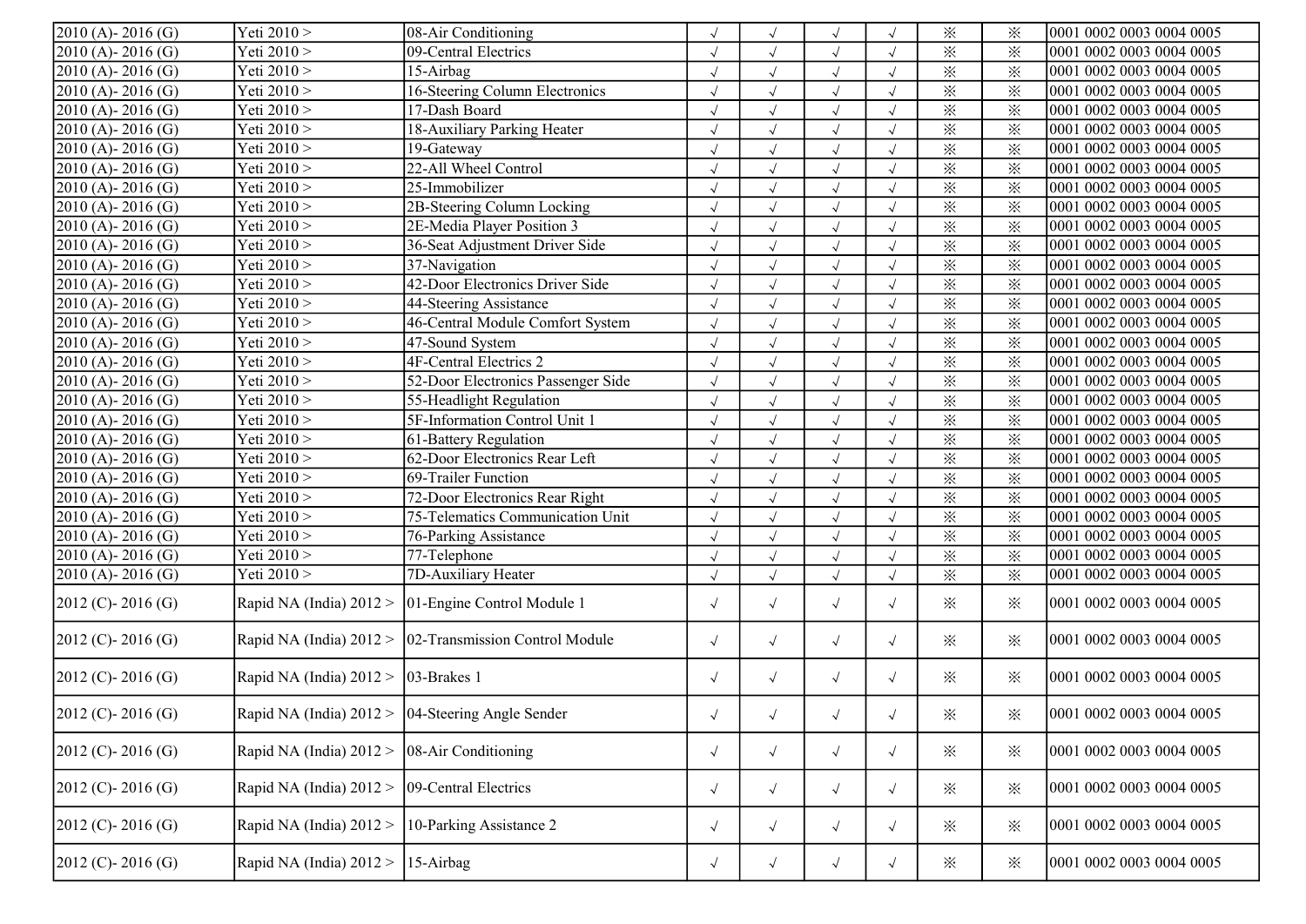| | | | | | | | | | |
|---|---|---|---|---|---|---|---|---|---|
| 2010 (A)- 2016 (G) | Yeti 2010 > | 08-Air Conditioning | √ | √ | √ | √ | ※ | ※ | 0001 0002 0003 0004 0005 |
| 2010 (A)- 2016 (G) | Yeti 2010 > | 09-Central Electrics | √ | √ | √ | √ | ※ | ※ | 0001 0002 0003 0004 0005 |
| 2010 (A)- 2016 (G) | Yeti 2010 > | 15-Airbag | √ | √ | √ | √ | ※ | ※ | 0001 0002 0003 0004 0005 |
| 2010 (A)- 2016 (G) | Yeti 2010 > | 16-Steering Column Electronics | √ | √ | √ | √ | ※ | ※ | 0001 0002 0003 0004 0005 |
| 2010 (A)- 2016 (G) | Yeti 2010 > | 17-Dash Board | √ | √ | √ | √ | ※ | ※ | 0001 0002 0003 0004 0005 |
| 2010 (A)- 2016 (G) | Yeti 2010 > | 18-Auxiliary Parking Heater | √ | √ | √ | √ | ※ | ※ | 0001 0002 0003 0004 0005 |
| 2010 (A)- 2016 (G) | Yeti 2010 > | 19-Gateway | √ | √ | √ | √ | ※ | ※ | 0001 0002 0003 0004 0005 |
| 2010 (A)- 2016 (G) | Yeti 2010 > | 22-All Wheel Control | √ | √ | √ | √ | ※ | ※ | 0001 0002 0003 0004 0005 |
| 2010 (A)- 2016 (G) | Yeti 2010 > | 25-Immobilizer | √ | √ | √ | √ | ※ | ※ | 0001 0002 0003 0004 0005 |
| 2010 (A)- 2016 (G) | Yeti 2010 > | 2B-Steering Column Locking | √ | √ | √ | √ | ※ | ※ | 0001 0002 0003 0004 0005 |
| 2010 (A)- 2016 (G) | Yeti 2010 > | 2E-Media Player Position 3 | √ | √ | √ | √ | ※ | ※ | 0001 0002 0003 0004 0005 |
| 2010 (A)- 2016 (G) | Yeti 2010 > | 36-Seat Adjustment Driver Side | √ | √ | √ | √ | ※ | ※ | 0001 0002 0003 0004 0005 |
| 2010 (A)- 2016 (G) | Yeti 2010 > | 37-Navigation | √ | √ | √ | √ | ※ | ※ | 0001 0002 0003 0004 0005 |
| 2010 (A)- 2016 (G) | Yeti 2010 > | 42-Door Electronics Driver Side | √ | √ | √ | √ | ※ | ※ | 0001 0002 0003 0004 0005 |
| 2010 (A)- 2016 (G) | Yeti 2010 > | 44-Steering Assistance | √ | √ | √ | √ | ※ | ※ | 0001 0002 0003 0004 0005 |
| 2010 (A)- 2016 (G) | Yeti 2010 > | 46-Central Module Comfort System | √ | √ | √ | √ | ※ | ※ | 0001 0002 0003 0004 0005 |
| 2010 (A)- 2016 (G) | Yeti 2010 > | 47-Sound System | √ | √ | √ | √ | ※ | ※ | 0001 0002 0003 0004 0005 |
| 2010 (A)- 2016 (G) | Yeti 2010 > | 4F-Central Electrics 2 | √ | √ | √ | √ | ※ | ※ | 0001 0002 0003 0004 0005 |
| 2010 (A)- 2016 (G) | Yeti 2010 > | 52-Door Electronics Passenger Side | √ | √ | √ | √ | ※ | ※ | 0001 0002 0003 0004 0005 |
| 2010 (A)- 2016 (G) | Yeti 2010 > | 55-Headlight Regulation | √ | √ | √ | √ | ※ | ※ | 0001 0002 0003 0004 0005 |
| 2010 (A)- 2016 (G) | Yeti 2010 > | 5F-Information Control Unit 1 | √ | √ | √ | √ | ※ | ※ | 0001 0002 0003 0004 0005 |
| 2010 (A)- 2016 (G) | Yeti 2010 > | 61-Battery Regulation | √ | √ | √ | √ | ※ | ※ | 0001 0002 0003 0004 0005 |
| 2010 (A)- 2016 (G) | Yeti 2010 > | 62-Door Electronics Rear Left | √ | √ | √ | √ | ※ | ※ | 0001 0002 0003 0004 0005 |
| 2010 (A)- 2016 (G) | Yeti 2010 > | 69-Trailer Function | √ | √ | √ | √ | ※ | ※ | 0001 0002 0003 0004 0005 |
| 2010 (A)- 2016 (G) | Yeti 2010 > | 72-Door Electronics Rear Right | √ | √ | √ | √ | ※ | ※ | 0001 0002 0003 0004 0005 |
| 2010 (A)- 2016 (G) | Yeti 2010 > | 75-Telematics Communication Unit | √ | √ | √ | √ | ※ | ※ | 0001 0002 0003 0004 0005 |
| 2010 (A)- 2016 (G) | Yeti 2010 > | 76-Parking Assistance | √ | √ | √ | √ | ※ | ※ | 0001 0002 0003 0004 0005 |
| 2010 (A)- 2016 (G) | Yeti 2010 > | 77-Telephone | √ | √ | √ | √ | ※ | ※ | 0001 0002 0003 0004 0005 |
| 2010 (A)- 2016 (G) | Yeti 2010 > | 7D-Auxiliary Heater | √ | √ | √ | √ | ※ | ※ | 0001 0002 0003 0004 0005 |
| 2012 (C)- 2016 (G) | Rapid NA (India) 2012 > | 01-Engine Control Module 1 | √ | √ | √ | √ | ※ | ※ | 0001 0002 0003 0004 0005 |
| 2012 (C)- 2016 (G) | Rapid NA (India) 2012 > | 02-Transmission Control Module | √ | √ | √ | √ | ※ | ※ | 0001 0002 0003 0004 0005 |
| 2012 (C)- 2016 (G) | Rapid NA (India) 2012 > | 03-Brakes 1 | √ | √ | √ | √ | ※ | ※ | 0001 0002 0003 0004 0005 |
| 2012 (C)- 2016 (G) | Rapid NA (India) 2012 > | 04-Steering Angle Sender | √ | √ | √ | √ | ※ | ※ | 0001 0002 0003 0004 0005 |
| 2012 (C)- 2016 (G) | Rapid NA (India) 2012 > | 08-Air Conditioning | √ | √ | √ | √ | ※ | ※ | 0001 0002 0003 0004 0005 |
| 2012 (C)- 2016 (G) | Rapid NA (India) 2012 > | 09-Central Electrics | √ | √ | √ | √ | ※ | ※ | 0001 0002 0003 0004 0005 |
| 2012 (C)- 2016 (G) | Rapid NA (India) 2012 > | 10-Parking Assistance 2 | √ | √ | √ | √ | ※ | ※ | 0001 0002 0003 0004 0005 |
| 2012 (C)- 2016 (G) | Rapid NA (India) 2012 > | 15-Airbag | √ | √ | √ | √ | ※ | ※ | 0001 0002 0003 0004 0005 |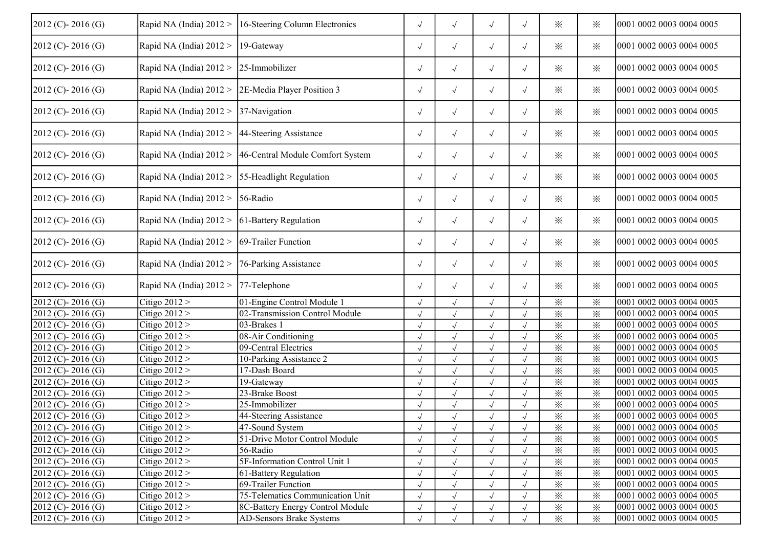| | | | | | | | | | |
|---|---|---|---|---|---|---|---|---|---|
| 2012 (C)- 2016 (G) | Rapid NA (India) 2012 > | 16-Steering Column Electronics | √ | √ | √ | √ | ※ | ※ | 0001 0002 0003 0004 0005 |
| 2012 (C)- 2016 (G) | Rapid NA (India) 2012 > | 19-Gateway | √ | √ | √ | √ | ※ | ※ | 0001 0002 0003 0004 0005 |
| 2012 (C)- 2016 (G) | Rapid NA (India) 2012 > | 25-Immobilizer | √ | √ | √ | √ | ※ | ※ | 0001 0002 0003 0004 0005 |
| 2012 (C)- 2016 (G) | Rapid NA (India) 2012 > | 2E-Media Player Position 3 | √ | √ | √ | √ | ※ | ※ | 0001 0002 0003 0004 0005 |
| 2012 (C)- 2016 (G) | Rapid NA (India) 2012 > | 37-Navigation | √ | √ | √ | √ | ※ | ※ | 0001 0002 0003 0004 0005 |
| 2012 (C)- 2016 (G) | Rapid NA (India) 2012 > | 44-Steering Assistance | √ | √ | √ | √ | ※ | ※ | 0001 0002 0003 0004 0005 |
| 2012 (C)- 2016 (G) | Rapid NA (India) 2012 > | 46-Central Module Comfort System | √ | √ | √ | √ | ※ | ※ | 0001 0002 0003 0004 0005 |
| 2012 (C)- 2016 (G) | Rapid NA (India) 2012 > | 55-Headlight Regulation | √ | √ | √ | √ | ※ | ※ | 0001 0002 0003 0004 0005 |
| 2012 (C)- 2016 (G) | Rapid NA (India) 2012 > | 56-Radio | √ | √ | √ | √ | ※ | ※ | 0001 0002 0003 0004 0005 |
| 2012 (C)- 2016 (G) | Rapid NA (India) 2012 > | 61-Battery Regulation | √ | √ | √ | √ | ※ | ※ | 0001 0002 0003 0004 0005 |
| 2012 (C)- 2016 (G) | Rapid NA (India) 2012 > | 69-Trailer Function | √ | √ | √ | √ | ※ | ※ | 0001 0002 0003 0004 0005 |
| 2012 (C)- 2016 (G) | Rapid NA (India) 2012 > | 76-Parking Assistance | √ | √ | √ | √ | ※ | ※ | 0001 0002 0003 0004 0005 |
| 2012 (C)- 2016 (G) | Rapid NA (India) 2012 > | 77-Telephone | √ | √ | √ | √ | ※ | ※ | 0001 0002 0003 0004 0005 |
| 2012 (C)- 2016 (G) | Citigo 2012 > | 01-Engine Control Module 1 | √ | √ | √ | √ | ※ | ※ | 0001 0002 0003 0004 0005 |
| 2012 (C)- 2016 (G) | Citigo 2012 > | 02-Transmission Control Module | √ | √ | √ | √ | ※ | ※ | 0001 0002 0003 0004 0005 |
| 2012 (C)- 2016 (G) | Citigo 2012 > | 03-Brakes 1 | √ | √ | √ | √ | ※ | ※ | 0001 0002 0003 0004 0005 |
| 2012 (C)- 2016 (G) | Citigo 2012 > | 08-Air Conditioning | √ | √ | √ | √ | ※ | ※ | 0001 0002 0003 0004 0005 |
| 2012 (C)- 2016 (G) | Citigo 2012 > | 09-Central Electrics | √ | √ | √ | √ | ※ | ※ | 0001 0002 0003 0004 0005 |
| 2012 (C)- 2016 (G) | Citigo 2012 > | 10-Parking Assistance 2 | √ | √ | √ | √ | ※ | ※ | 0001 0002 0003 0004 0005 |
| 2012 (C)- 2016 (G) | Citigo 2012 > | 17-Dash Board | √ | √ | √ | √ | ※ | ※ | 0001 0002 0003 0004 0005 |
| 2012 (C)- 2016 (G) | Citigo 2012 > | 19-Gateway | √ | √ | √ | √ | ※ | ※ | 0001 0002 0003 0004 0005 |
| 2012 (C)- 2016 (G) | Citigo 2012 > | 23-Brake Boost | √ | √ | √ | √ | ※ | ※ | 0001 0002 0003 0004 0005 |
| 2012 (C)- 2016 (G) | Citigo 2012 > | 25-Immobilizer | √ | √ | √ | √ | ※ | ※ | 0001 0002 0003 0004 0005 |
| 2012 (C)- 2016 (G) | Citigo 2012 > | 44-Steering Assistance | √ | √ | √ | √ | ※ | ※ | 0001 0002 0003 0004 0005 |
| 2012 (C)- 2016 (G) | Citigo 2012 > | 47-Sound System | √ | √ | √ | √ | ※ | ※ | 0001 0002 0003 0004 0005 |
| 2012 (C)- 2016 (G) | Citigo 2012 > | 51-Drive Motor Control Module | √ | √ | √ | √ | ※ | ※ | 0001 0002 0003 0004 0005 |
| 2012 (C)- 2016 (G) | Citigo 2012 > | 56-Radio | √ | √ | √ | √ | ※ | ※ | 0001 0002 0003 0004 0005 |
| 2012 (C)- 2016 (G) | Citigo 2012 > | 5F-Information Control Unit 1 | √ | √ | √ | √ | ※ | ※ | 0001 0002 0003 0004 0005 |
| 2012 (C)- 2016 (G) | Citigo 2012 > | 61-Battery Regulation | √ | √ | √ | √ | ※ | ※ | 0001 0002 0003 0004 0005 |
| 2012 (C)- 2016 (G) | Citigo 2012 > | 69-Trailer Function | √ | √ | √ | √ | ※ | ※ | 0001 0002 0003 0004 0005 |
| 2012 (C)- 2016 (G) | Citigo 2012 > | 75-Telematics Communication Unit | √ | √ | √ | √ | ※ | ※ | 0001 0002 0003 0004 0005 |
| 2012 (C)- 2016 (G) | Citigo 2012 > | 8C-Battery Energy Control Module | √ | √ | √ | √ | ※ | ※ | 0001 0002 0003 0004 0005 |
| 2012 (C)- 2016 (G) | Citigo 2012 > | AD-Sensors Brake Systems | √ | √ | √ | √ | ※ | ※ | 0001 0002 0003 0004 0005 |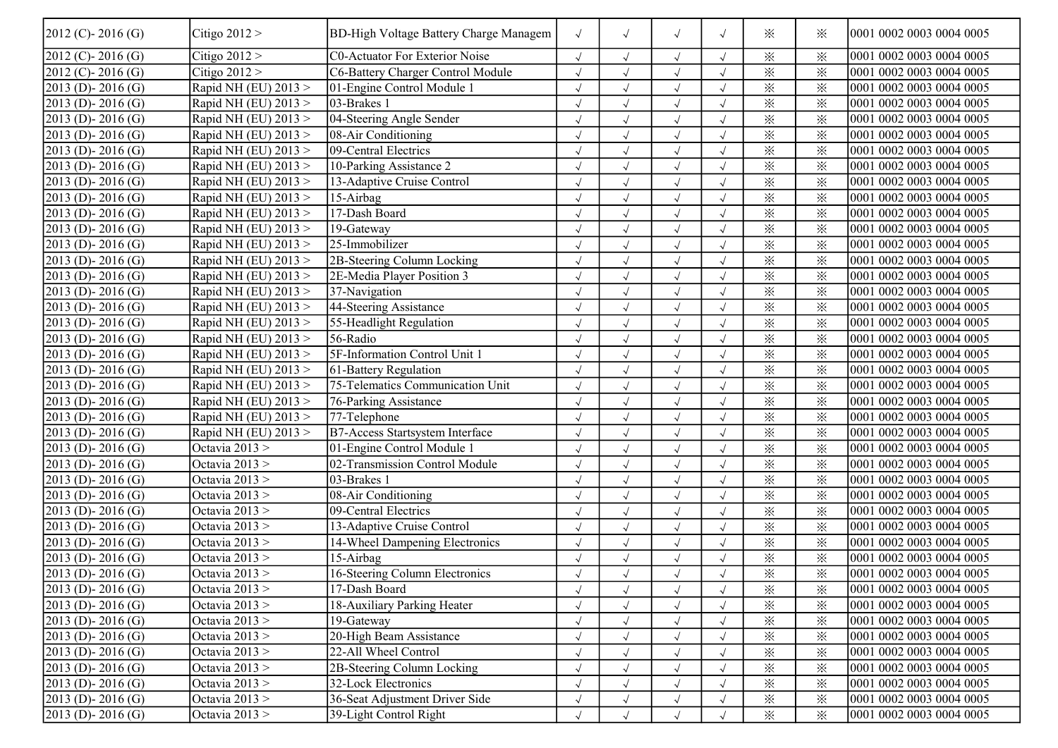| | | | | | | | | | |
|---|---|---|---|---|---|---|---|---|---|
| 2012 (C)- 2016 (G) | Citigo 2012 > | BD-High Voltage Battery Charge Managem | √ | √ | √ | √ | ※ | ※ | 0001 0002 0003 0004 0005 |
| 2012 (C)- 2016 (G) | Citigo 2012 > | C0-Actuator For Exterior Noise | √ | √ | √ | √ | ※ | ※ | 0001 0002 0003 0004 0005 |
| 2012 (C)- 2016 (G) | Citigo 2012 > | C6-Battery Charger Control Module | √ | √ | √ | √ | ※ | ※ | 0001 0002 0003 0004 0005 |
| 2013 (D)- 2016 (G) | Rapid NH (EU) 2013 > | 01-Engine Control Module 1 | √ | √ | √ | √ | ※ | ※ | 0001 0002 0003 0004 0005 |
| 2013 (D)- 2016 (G) | Rapid NH (EU) 2013 > | 03-Brakes 1 | √ | √ | √ | √ | ※ | ※ | 0001 0002 0003 0004 0005 |
| 2013 (D)- 2016 (G) | Rapid NH (EU) 2013 > | 04-Steering Angle Sender | √ | √ | √ | √ | ※ | ※ | 0001 0002 0003 0004 0005 |
| 2013 (D)- 2016 (G) | Rapid NH (EU) 2013 > | 08-Air Conditioning | √ | √ | √ | √ | ※ | ※ | 0001 0002 0003 0004 0005 |
| 2013 (D)- 2016 (G) | Rapid NH (EU) 2013 > | 09-Central Electrics | √ | √ | √ | √ | ※ | ※ | 0001 0002 0003 0004 0005 |
| 2013 (D)- 2016 (G) | Rapid NH (EU) 2013 > | 10-Parking Assistance 2 | √ | √ | √ | √ | ※ | ※ | 0001 0002 0003 0004 0005 |
| 2013 (D)- 2016 (G) | Rapid NH (EU) 2013 > | 13-Adaptive Cruise Control | √ | √ | √ | √ | ※ | ※ | 0001 0002 0003 0004 0005 |
| 2013 (D)- 2016 (G) | Rapid NH (EU) 2013 > | 15-Airbag | √ | √ | √ | √ | ※ | ※ | 0001 0002 0003 0004 0005 |
| 2013 (D)- 2016 (G) | Rapid NH (EU) 2013 > | 17-Dash Board | √ | √ | √ | √ | ※ | ※ | 0001 0002 0003 0004 0005 |
| 2013 (D)- 2016 (G) | Rapid NH (EU) 2013 > | 19-Gateway | √ | √ | √ | √ | ※ | ※ | 0001 0002 0003 0004 0005 |
| 2013 (D)- 2016 (G) | Rapid NH (EU) 2013 > | 25-Immobilizer | √ | √ | √ | √ | ※ | ※ | 0001 0002 0003 0004 0005 |
| 2013 (D)- 2016 (G) | Rapid NH (EU) 2013 > | 2B-Steering Column Locking | √ | √ | √ | √ | ※ | ※ | 0001 0002 0003 0004 0005 |
| 2013 (D)- 2016 (G) | Rapid NH (EU) 2013 > | 2E-Media Player Position 3 | √ | √ | √ | √ | ※ | ※ | 0001 0002 0003 0004 0005 |
| 2013 (D)- 2016 (G) | Rapid NH (EU) 2013 > | 37-Navigation | √ | √ | √ | √ | ※ | ※ | 0001 0002 0003 0004 0005 |
| 2013 (D)- 2016 (G) | Rapid NH (EU) 2013 > | 44-Steering Assistance | √ | √ | √ | √ | ※ | ※ | 0001 0002 0003 0004 0005 |
| 2013 (D)- 2016 (G) | Rapid NH (EU) 2013 > | 55-Headlight Regulation | √ | √ | √ | √ | ※ | ※ | 0001 0002 0003 0004 0005 |
| 2013 (D)- 2016 (G) | Rapid NH (EU) 2013 > | 56-Radio | √ | √ | √ | √ | ※ | ※ | 0001 0002 0003 0004 0005 |
| 2013 (D)- 2016 (G) | Rapid NH (EU) 2013 > | 5F-Information Control Unit 1 | √ | √ | √ | √ | ※ | ※ | 0001 0002 0003 0004 0005 |
| 2013 (D)- 2016 (G) | Rapid NH (EU) 2013 > | 61-Battery Regulation | √ | √ | √ | √ | ※ | ※ | 0001 0002 0003 0004 0005 |
| 2013 (D)- 2016 (G) | Rapid NH (EU) 2013 > | 75-Telematics Communication Unit | √ | √ | √ | √ | ※ | ※ | 0001 0002 0003 0004 0005 |
| 2013 (D)- 2016 (G) | Rapid NH (EU) 2013 > | 76-Parking Assistance | √ | √ | √ | √ | ※ | ※ | 0001 0002 0003 0004 0005 |
| 2013 (D)- 2016 (G) | Rapid NH (EU) 2013 > | 77-Telephone | √ | √ | √ | √ | ※ | ※ | 0001 0002 0003 0004 0005 |
| 2013 (D)- 2016 (G) | Rapid NH (EU) 2013 > | B7-Access Startsystem Interface | √ | √ | √ | √ | ※ | ※ | 0001 0002 0003 0004 0005 |
| 2013 (D)- 2016 (G) | Octavia 2013 > | 01-Engine Control Module 1 | √ | √ | √ | √ | ※ | ※ | 0001 0002 0003 0004 0005 |
| 2013 (D)- 2016 (G) | Octavia 2013 > | 02-Transmission Control Module | √ | √ | √ | √ | ※ | ※ | 0001 0002 0003 0004 0005 |
| 2013 (D)- 2016 (G) | Octavia 2013 > | 03-Brakes 1 | √ | √ | √ | √ | ※ | ※ | 0001 0002 0003 0004 0005 |
| 2013 (D)- 2016 (G) | Octavia 2013 > | 08-Air Conditioning | √ | √ | √ | √ | ※ | ※ | 0001 0002 0003 0004 0005 |
| 2013 (D)- 2016 (G) | Octavia 2013 > | 09-Central Electrics | √ | √ | √ | √ | ※ | ※ | 0001 0002 0003 0004 0005 |
| 2013 (D)- 2016 (G) | Octavia 2013 > | 13-Adaptive Cruise Control | √ | √ | √ | √ | ※ | ※ | 0001 0002 0003 0004 0005 |
| 2013 (D)- 2016 (G) | Octavia 2013 > | 14-Wheel Dampening Electronics | √ | √ | √ | √ | ※ | ※ | 0001 0002 0003 0004 0005 |
| 2013 (D)- 2016 (G) | Octavia 2013 > | 15-Airbag | √ | √ | √ | √ | ※ | ※ | 0001 0002 0003 0004 0005 |
| 2013 (D)- 2016 (G) | Octavia 2013 > | 16-Steering Column Electronics | √ | √ | √ | √ | ※ | ※ | 0001 0002 0003 0004 0005 |
| 2013 (D)- 2016 (G) | Octavia 2013 > | 17-Dash Board | √ | √ | √ | √ | ※ | ※ | 0001 0002 0003 0004 0005 |
| 2013 (D)- 2016 (G) | Octavia 2013 > | 18-Auxiliary Parking Heater | √ | √ | √ | √ | ※ | ※ | 0001 0002 0003 0004 0005 |
| 2013 (D)- 2016 (G) | Octavia 2013 > | 19-Gateway | √ | √ | √ | √ | ※ | ※ | 0001 0002 0003 0004 0005 |
| 2013 (D)- 2016 (G) | Octavia 2013 > | 20-High Beam Assistance | √ | √ | √ | √ | ※ | ※ | 0001 0002 0003 0004 0005 |
| 2013 (D)- 2016 (G) | Octavia 2013 > | 22-All Wheel Control | √ | √ | √ | √ | ※ | ※ | 0001 0002 0003 0004 0005 |
| 2013 (D)- 2016 (G) | Octavia 2013 > | 2B-Steering Column Locking | √ | √ | √ | √ | ※ | ※ | 0001 0002 0003 0004 0005 |
| 2013 (D)- 2016 (G) | Octavia 2013 > | 32-Lock Electronics | √ | √ | √ | √ | ※ | ※ | 0001 0002 0003 0004 0005 |
| 2013 (D)- 2016 (G) | Octavia 2013 > | 36-Seat Adjustment Driver Side | √ | √ | √ | √ | ※ | ※ | 0001 0002 0003 0004 0005 |
| 2013 (D)- 2016 (G) | Octavia 2013 > | 39-Light Control Right | √ | √ | √ | √ | ※ | ※ | 0001 0002 0003 0004 0005 |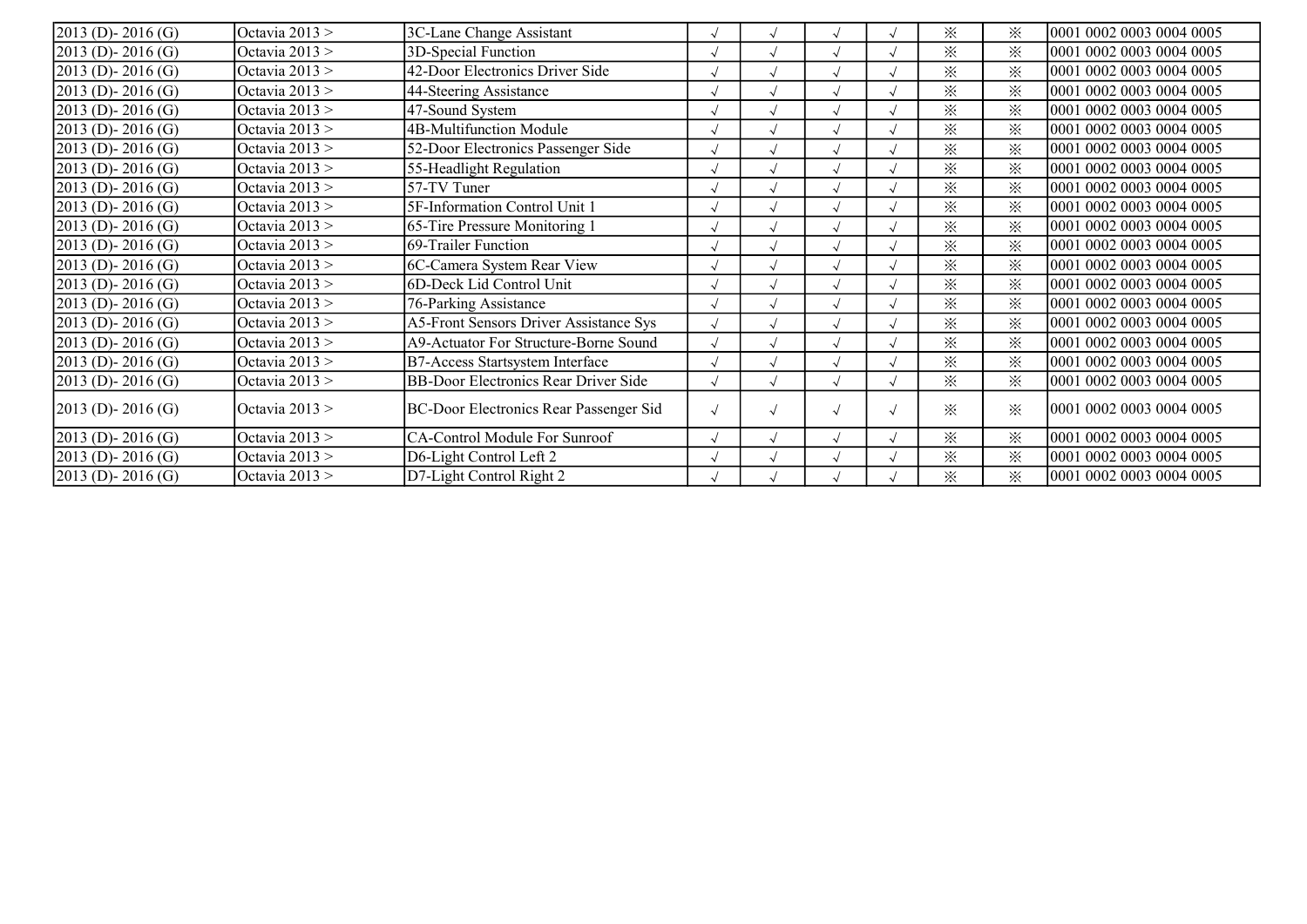| | | | | | | | | | |
|---|---|---|---|---|---|---|---|---|---|
| 2013 (D)- 2016 (G) | Octavia 2013 > | 3C-Lane Change Assistant | √ | √ | √ | √ | ※ | ※ | 0001 0002 0003 0004 0005 |
| 2013 (D)- 2016 (G) | Octavia 2013 > | 3D-Special Function | √ | √ | √ | √ | ※ | ※ | 0001 0002 0003 0004 0005 |
| 2013 (D)- 2016 (G) | Octavia 2013 > | 42-Door Electronics Driver Side | √ | √ | √ | √ | ※ | ※ | 0001 0002 0003 0004 0005 |
| 2013 (D)- 2016 (G) | Octavia 2013 > | 44-Steering Assistance | √ | √ | √ | √ | ※ | ※ | 0001 0002 0003 0004 0005 |
| 2013 (D)- 2016 (G) | Octavia 2013 > | 47-Sound System | √ | √ | √ | √ | ※ | ※ | 0001 0002 0003 0004 0005 |
| 2013 (D)- 2016 (G) | Octavia 2013 > | 4B-Multifunction Module | √ | √ | √ | √ | ※ | ※ | 0001 0002 0003 0004 0005 |
| 2013 (D)- 2016 (G) | Octavia 2013 > | 52-Door Electronics Passenger Side | √ | √ | √ | √ | ※ | ※ | 0001 0002 0003 0004 0005 |
| 2013 (D)- 2016 (G) | Octavia 2013 > | 55-Headlight Regulation | √ | √ | √ | √ | ※ | ※ | 0001 0002 0003 0004 0005 |
| 2013 (D)- 2016 (G) | Octavia 2013 > | 57-TV Tuner | √ | √ | √ | √ | ※ | ※ | 0001 0002 0003 0004 0005 |
| 2013 (D)- 2016 (G) | Octavia 2013 > | 5F-Information Control Unit 1 | √ | √ | √ | √ | ※ | ※ | 0001 0002 0003 0004 0005 |
| 2013 (D)- 2016 (G) | Octavia 2013 > | 65-Tire Pressure Monitoring 1 | √ | √ | √ | √ | ※ | ※ | 0001 0002 0003 0004 0005 |
| 2013 (D)- 2016 (G) | Octavia 2013 > | 69-Trailer Function | √ | √ | √ | √ | ※ | ※ | 0001 0002 0003 0004 0005 |
| 2013 (D)- 2016 (G) | Octavia 2013 > | 6C-Camera System Rear View | √ | √ | √ | √ | ※ | ※ | 0001 0002 0003 0004 0005 |
| 2013 (D)- 2016 (G) | Octavia 2013 > | 6D-Deck Lid Control Unit | √ | √ | √ | √ | ※ | ※ | 0001 0002 0003 0004 0005 |
| 2013 (D)- 2016 (G) | Octavia 2013 > | 76-Parking Assistance | √ | √ | √ | √ | ※ | ※ | 0001 0002 0003 0004 0005 |
| 2013 (D)- 2016 (G) | Octavia 2013 > | A5-Front Sensors Driver Assistance Sys | √ | √ | √ | √ | ※ | ※ | 0001 0002 0003 0004 0005 |
| 2013 (D)- 2016 (G) | Octavia 2013 > | A9-Actuator For Structure-Borne Sound | √ | √ | √ | √ | ※ | ※ | 0001 0002 0003 0004 0005 |
| 2013 (D)- 2016 (G) | Octavia 2013 > | B7-Access Startsystem Interface | √ | √ | √ | √ | ※ | ※ | 0001 0002 0003 0004 0005 |
| 2013 (D)- 2016 (G) | Octavia 2013 > | BB-Door Electronics Rear Driver Side | √ | √ | √ | √ | ※ | ※ | 0001 0002 0003 0004 0005 |
| 2013 (D)- 2016 (G) | Octavia 2013 > | BC-Door Electronics Rear Passenger Sid | √ | √ | √ | √ | ※ | ※ | 0001 0002 0003 0004 0005 |
| 2013 (D)- 2016 (G) | Octavia 2013 > | CA-Control Module For Sunroof | √ | √ | √ | √ | ※ | ※ | 0001 0002 0003 0004 0005 |
| 2013 (D)- 2016 (G) | Octavia 2013 > | D6-Light Control Left 2 | √ | √ | √ | √ | ※ | ※ | 0001 0002 0003 0004 0005 |
| 2013 (D)- 2016 (G) | Octavia 2013 > | D7-Light Control Right 2 | √ | √ | √ | √ | ※ | ※ | 0001 0002 0003 0004 0005 |